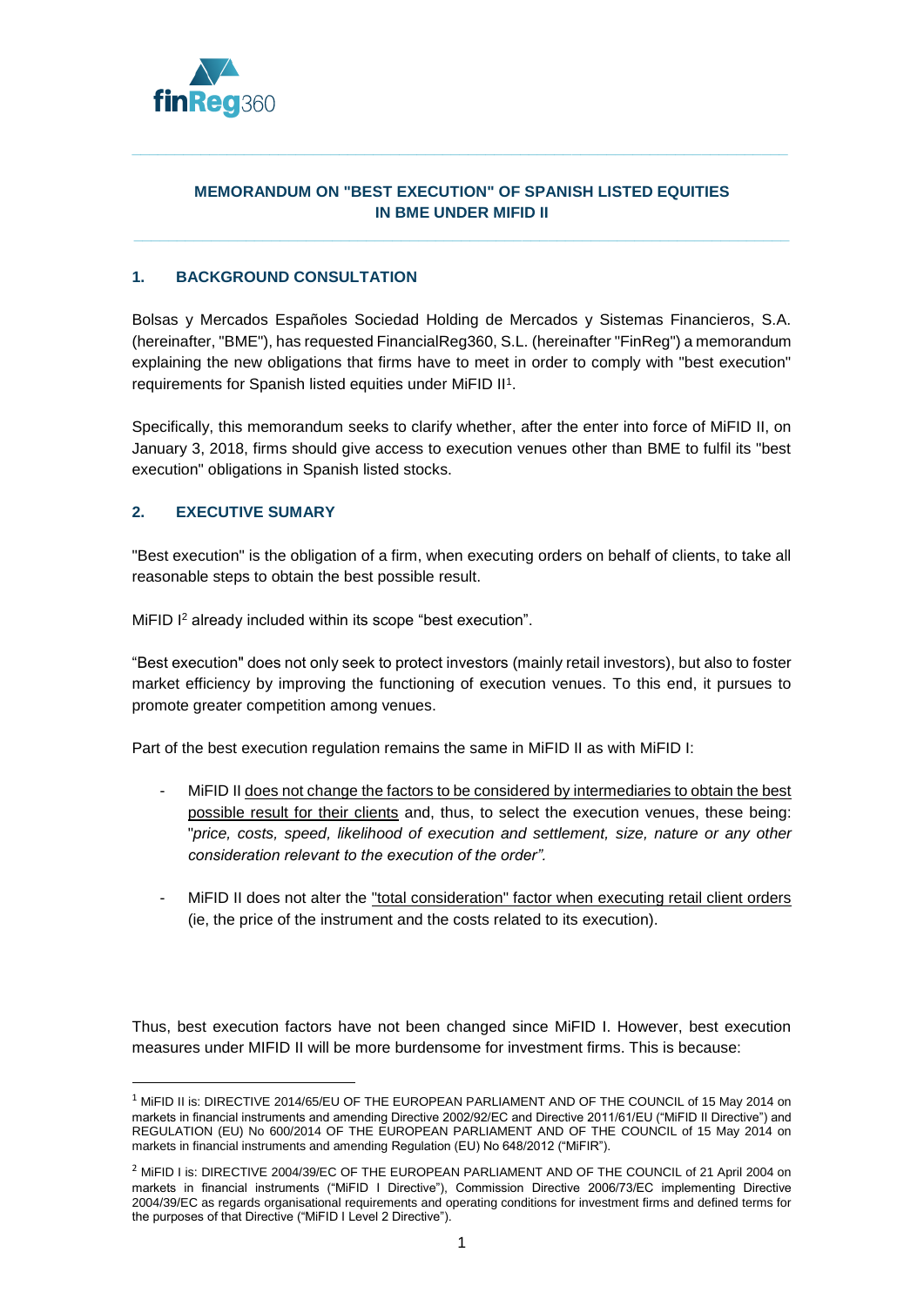# MEMORANDUM ON "BEST EXECUTION" OF SPANISH LISTED EQUITIES IN BME UNDER MIFID II

## 1. BACKGROUND CONSULTATION

Bolsas y Mercados Españoles Sociedad Holding de Mercados y Sistemas Financieros, S.A. (hereinafter, "BME"), has requested FinancialReg360, S.L. (hereinafter "FinReg") a memorandum explaining the new obligations that firms have to meet in order to comply with "best execution" requirements for Spanish listed equities under MiFID II[1].

Specifically, this memorandum seeks to clarify whether, after the enter into force of MiFID II, on January 3, 2018, firms should give access to execution venues other than BME to fulfil its "best execution" obligations in Spanish listed stocks.

## 2. EXECUTIVE SUMARY

"Best execution" is the obligation of a firm, when executing orders on behalf of clients, to take all reasonable steps to obtain the best possible result.

MiFID I[2] already included within its scope "best execution".

"Best execution" does not only seek to protect investors (mainly retail investors), but also to foster market efficiency by improving the functioning of execution venues. To this end, it pursues to promote greater competition among venues.

Part of the best execution regulation remains the same in MiFID II as with MiFID I:

- MiFID II does not change the factors to be considered by intermediaries to obtain the best possible result for their clients and, thus, to select the execution venues, these being: "*price, costs, speed, likelihood of execution and settlement, size, nature or any other consideration relevant to the execution of the order".*
- MiFID II does not alter the "total consideration" factor when executing retail client orders (ie, the price of the instrument and the costs related to its execution).

Thus, best execution factors have not been changed since MiFID I. However, best execution measures under MIFID II will be more burdensome for investment firms. This is because:

---

[1] MiFID II is: DIRECTIVE 2014/65/EU OF THE EUROPEAN PARLIAMENT AND OF THE COUNCIL of 15 May 2014 on markets in financial instruments and amending Directive 2002/92/EC and Directive 2011/61/EU ("MiFID II Directive") and REGULATION (EU) No 600/2014 OF THE EUROPEAN PARLIAMENT AND OF THE COUNCIL of 15 May 2014 on markets in financial instruments and amending Regulation (EU) No 648/2012 ("MiFIR").

[2] MiFID I is: DIRECTIVE 2004/39/EC OF THE EUROPEAN PARLIAMENT AND OF THE COUNCIL of 21 April 2004 on markets in financial instruments ("MiFID I Directive"), Commission Directive 2006/73/EC implementing Directive 2004/39/EC as regards organisational requirements and operating conditions for investment firms and defined terms for the purposes of that Directive ("MiFID I Level 2 Directive").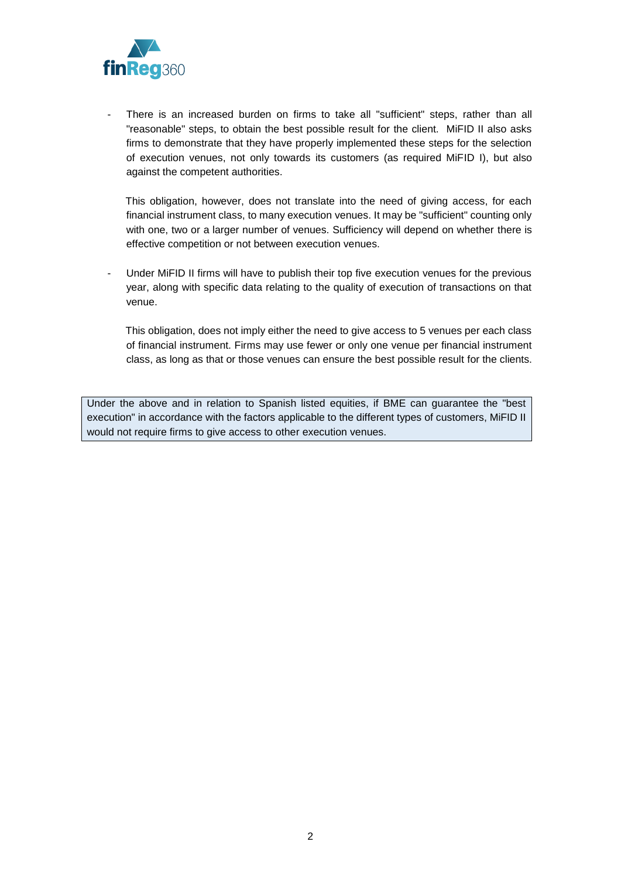- There is an increased burden on firms to take all "sufficient" steps, rather than all "reasonable" steps, to obtain the best possible result for the client. MiFID II also asks firms to demonstrate that they have properly implemented these steps for the selection of execution venues, not only towards its customers (as required MiFID I), but also against the competent authorities.

  This obligation, however, does not translate into the need of giving access, for each financial instrument class, to many execution venues. It may be "sufficient" counting only with one, two or a larger number of venues. Sufficiency will depend on whether there is effective competition or not between execution venues.

- Under MiFID II firms will have to publish their top five execution venues for the previous year, along with specific data relating to the quality of execution of transactions on that venue.

  This obligation, does not imply either the need to give access to 5 venues per each class of financial instrument. Firms may use fewer or only one venue per financial instrument class, as long as that or those venues can ensure the best possible result for the clients.

> Under the above and in relation to Spanish listed equities, if BME can guarantee the "best execution" in accordance with the factors applicable to the different types of customers, MiFID II would not require firms to give access to other execution venues.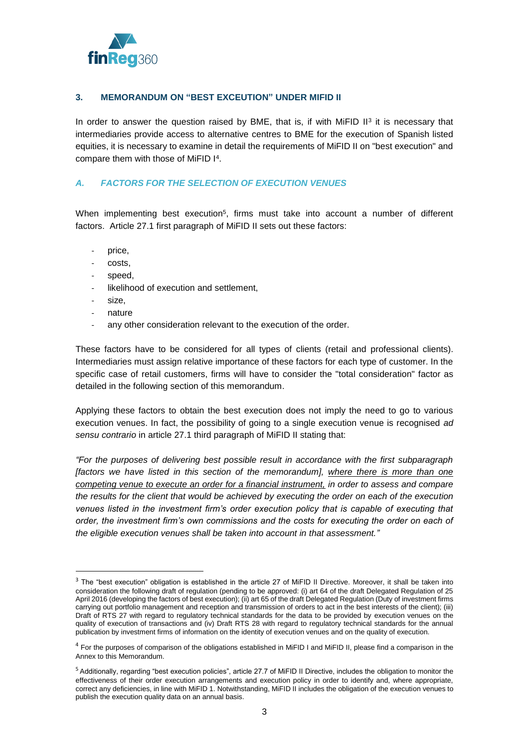## 3. MEMORANDUM ON "BEST EXECUTION" UNDER MIFID II

In order to answer the question raised by BME, that is, if with MiFID II[3] it is necessary that intermediaries provide access to alternative centres to BME for the execution of Spanish listed equities, it is necessary to examine in detail the requirements of MiFID II on "best execution" and compare them with those of MiFID I[4].

### *A. FACTORS FOR THE SELECTION OF EXECUTION VENUES*

When implementing best execution[5], firms must take into account a number of different factors. Article 27.1 first paragraph of MiFID II sets out these factors:

- price,
- costs,
- speed,
- likelihood of execution and settlement,
- size,
- nature
- any other consideration relevant to the execution of the order.

These factors have to be considered for all types of clients (retail and professional clients). Intermediaries must assign relative importance of these factors for each type of customer. In the specific case of retail customers, firms will have to consider the "total consideration" factor as detailed in the following section of this memorandum.

Applying these factors to obtain the best execution does not imply the need to go to various execution venues. In fact, the possibility of going to a single execution venue is recognised *ad sensu contrario* in article 27.1 third paragraph of MiFID II stating that:

*"For the purposes of delivering best possible result in accordance with the first subparagraph [factors we have listed in this section of the memorandum], <u>where there is more than one competing venue to execute an order for a financial instrument,</u> in order to assess and compare the results for the client that would be achieved by executing the order on each of the execution venues listed in the investment firm's order execution policy that is capable of executing that order, the investment firm's own commissions and the costs for executing the order on each of the eligible execution venues shall be taken into account in that assessment."*

---

[3] The "best execution" obligation is established in the article 27 of MiFID II Directive. Moreover, it shall be taken into consideration the following draft of regulation (pending to be approved: (i) art 64 of the draft Delegated Regulation of 25 April 2016 (developing the factors of best execution); (ii) art 65 of the draft Delegated Regulation (Duty of investment firms carrying out portfolio management and reception and transmission of orders to act in the best interests of the client); (iii) Draft of RTS 27 with regard to regulatory technical standards for the data to be provided by execution venues on the quality of execution of transactions and (iv) Draft RTS 28 with regard to regulatory technical standards for the annual publication by investment firms of information on the identity of execution venues and on the quality of execution.

[4] For the purposes of comparison of the obligations established in MiFID I and MiFID II, please find a comparison in the Annex to this Memorandum.

[5] Additionally, regarding "best execution policies", article 27.7 of MiFID II Directive, includes the obligation to monitor the effectiveness of their order execution arrangements and execution policy in order to identify and, where appropriate, correct any deficiencies, in line with MiFID 1. Notwithstanding, MiFID II includes the obligation of the execution venues to publish the execution quality data on an annual basis.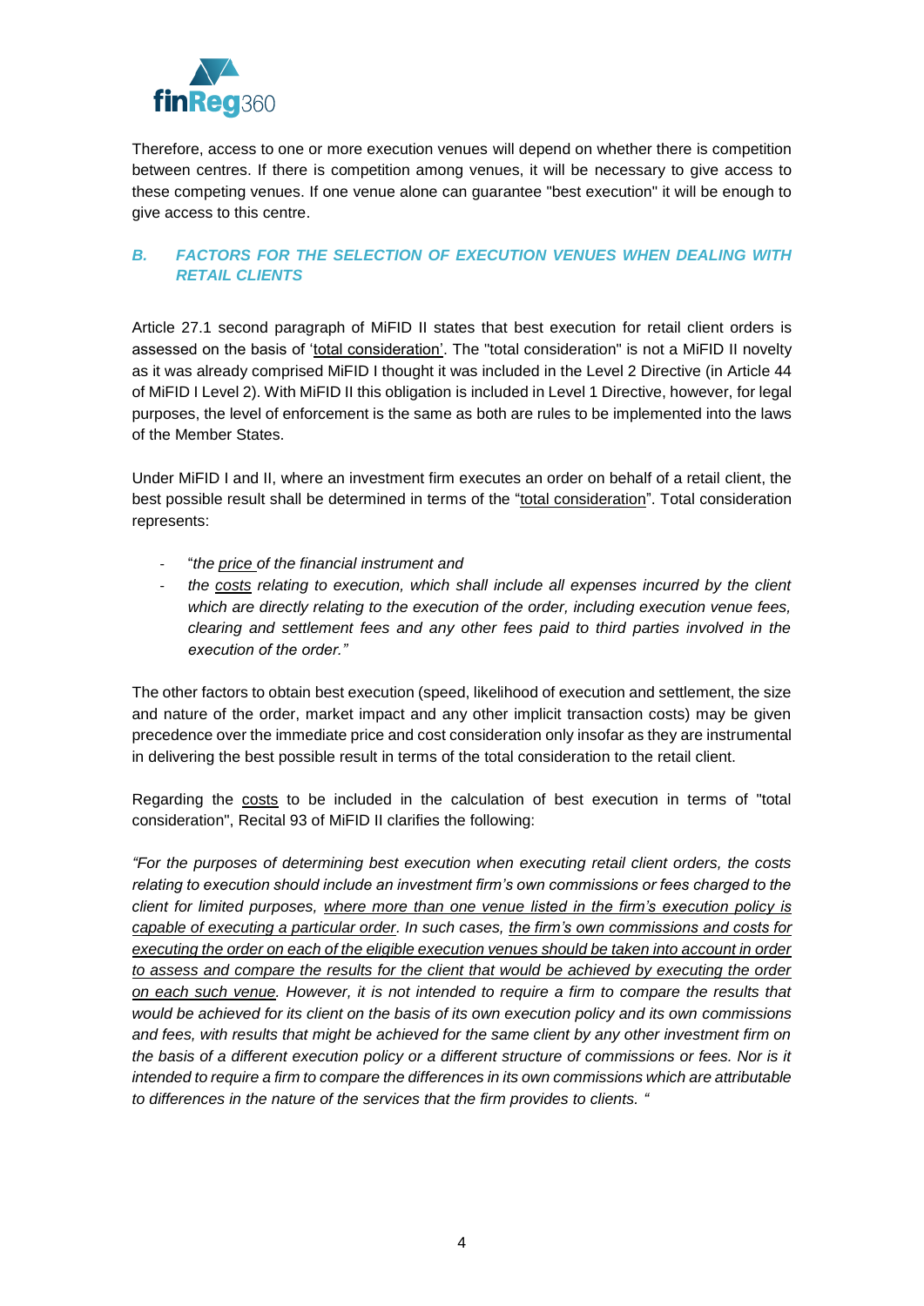Therefore, access to one or more execution venues will depend on whether there is competition between centres. If there is competition among venues, it will be necessary to give access to these competing venues. If one venue alone can guarantee "best execution" it will be enough to give access to this centre.

### *B. FACTORS FOR THE SELECTION OF EXECUTION VENUES WHEN DEALING WITH RETAIL CLIENTS*

Article 27.1 second paragraph of MiFID II states that best execution for retail client orders is assessed on the basis of 'total consideration'. The "total consideration" is not a MiFID II novelty as it was already comprised MiFID I thought it was included in the Level 2 Directive (in Article 44 of MiFID I Level 2). With MiFID II this obligation is included in Level 1 Directive, however, for legal purposes, the level of enforcement is the same as both are rules to be implemented into the laws of the Member States.

Under MiFID I and II, where an investment firm executes an order on behalf of a retail client, the best possible result shall be determined in terms of the "total consideration". Total consideration represents:

- "*the price of the financial instrument and*
- *the costs relating to execution, which shall include all expenses incurred by the client which are directly relating to the execution of the order, including execution venue fees, clearing and settlement fees and any other fees paid to third parties involved in the execution of the order."*

The other factors to obtain best execution (speed, likelihood of execution and settlement, the size and nature of the order, market impact and any other implicit transaction costs) may be given precedence over the immediate price and cost consideration only insofar as they are instrumental in delivering the best possible result in terms of the total consideration to the retail client.

Regarding the costs to be included in the calculation of best execution in terms of "total consideration", Recital 93 of MiFID II clarifies the following:

*"For the purposes of determining best execution when executing retail client orders, the costs relating to execution should include an investment firm's own commissions or fees charged to the client for limited purposes, where more than one venue listed in the firm's execution policy is capable of executing a particular order. In such cases, the firm's own commissions and costs for executing the order on each of the eligible execution venues should be taken into account in order to assess and compare the results for the client that would be achieved by executing the order on each such venue. However, it is not intended to require a firm to compare the results that would be achieved for its client on the basis of its own execution policy and its own commissions and fees, with results that might be achieved for the same client by any other investment firm on the basis of a different execution policy or a different structure of commissions or fees. Nor is it intended to require a firm to compare the differences in its own commissions which are attributable to differences in the nature of the services that the firm provides to clients. "*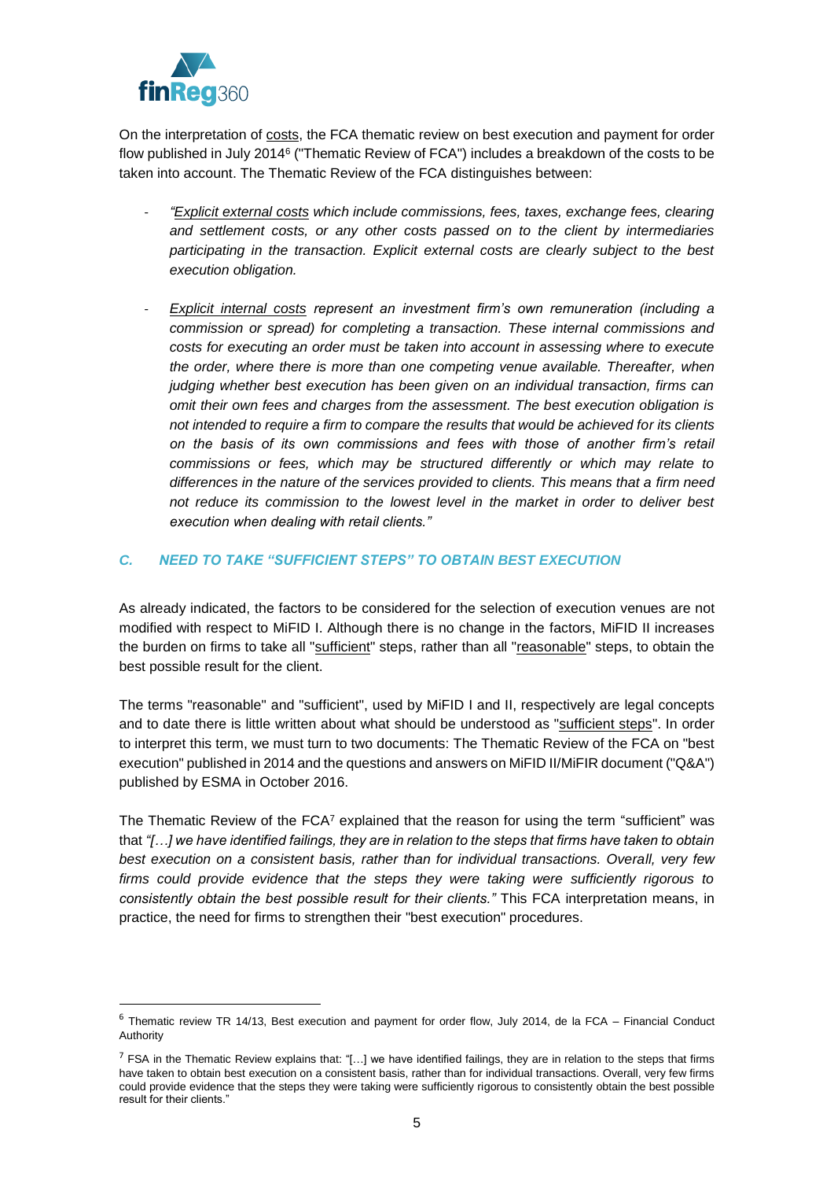On the interpretation of <u>costs</u>, the FCA thematic review on best execution and payment for order flow published in July 2014[6] ("Thematic Review of FCA") includes a breakdown of the costs to be taken into account. The Thematic Review of the FCA distinguishes between:

- *"<u>Explicit external costs</u> which include commissions, fees, taxes, exchange fees, clearing and settlement costs, or any other costs passed on to the client by intermediaries participating in the transaction. Explicit external costs are clearly subject to the best execution obligation.*

- *<u>Explicit internal costs</u> represent an investment firm's own remuneration (including a commission or spread) for completing a transaction. These internal commissions and costs for executing an order must be taken into account in assessing where to execute the order, where there is more than one competing venue available. Thereafter, when judging whether best execution has been given on an individual transaction, firms can omit their own fees and charges from the assessment. The best execution obligation is not intended to require a firm to compare the results that would be achieved for its clients on the basis of its own commissions and fees with those of another firm's retail commissions or fees, which may be structured differently or which may relate to differences in the nature of the services provided to clients. This means that a firm need not reduce its commission to the lowest level in the market in order to deliver best execution when dealing with retail clients."*

### *C. NEED TO TAKE "SUFFICIENT STEPS" TO OBTAIN BEST EXECUTION*

As already indicated, the factors to be considered for the selection of execution venues are not modified with respect to MiFID I. Although there is no change in the factors, MiFID II increases the burden on firms to take all "<u>sufficient</u>" steps, rather than all "<u>reasonable</u>" steps, to obtain the best possible result for the client.

The terms "reasonable" and "sufficient", used by MiFID I and II, respectively are legal concepts and to date there is little written about what should be understood as "<u>sufficient steps</u>". In order to interpret this term, we must turn to two documents: The Thematic Review of the FCA on "best execution" published in 2014 and the questions and answers on MiFID II/MiFIR document ("Q&A") published by ESMA in October 2016.

The Thematic Review of the FCA[7] explained that the reason for using the term "sufficient" was that *"[…] we have identified failings, they are in relation to the steps that firms have taken to obtain best execution on a consistent basis, rather than for individual transactions. Overall, very few firms could provide evidence that the steps they were taking were sufficiently rigorous to consistently obtain the best possible result for their clients."* This FCA interpretation means, in practice, the need for firms to strengthen their "best execution" procedures.

---

[6] Thematic review TR 14/13, Best execution and payment for order flow, July 2014, de la FCA – Financial Conduct Authority

[7] FSA in the Thematic Review explains that: "[…] we have identified failings, they are in relation to the steps that firms have taken to obtain best execution on a consistent basis, rather than for individual transactions. Overall, very few firms could provide evidence that the steps they were taking were sufficiently rigorous to consistently obtain the best possible result for their clients."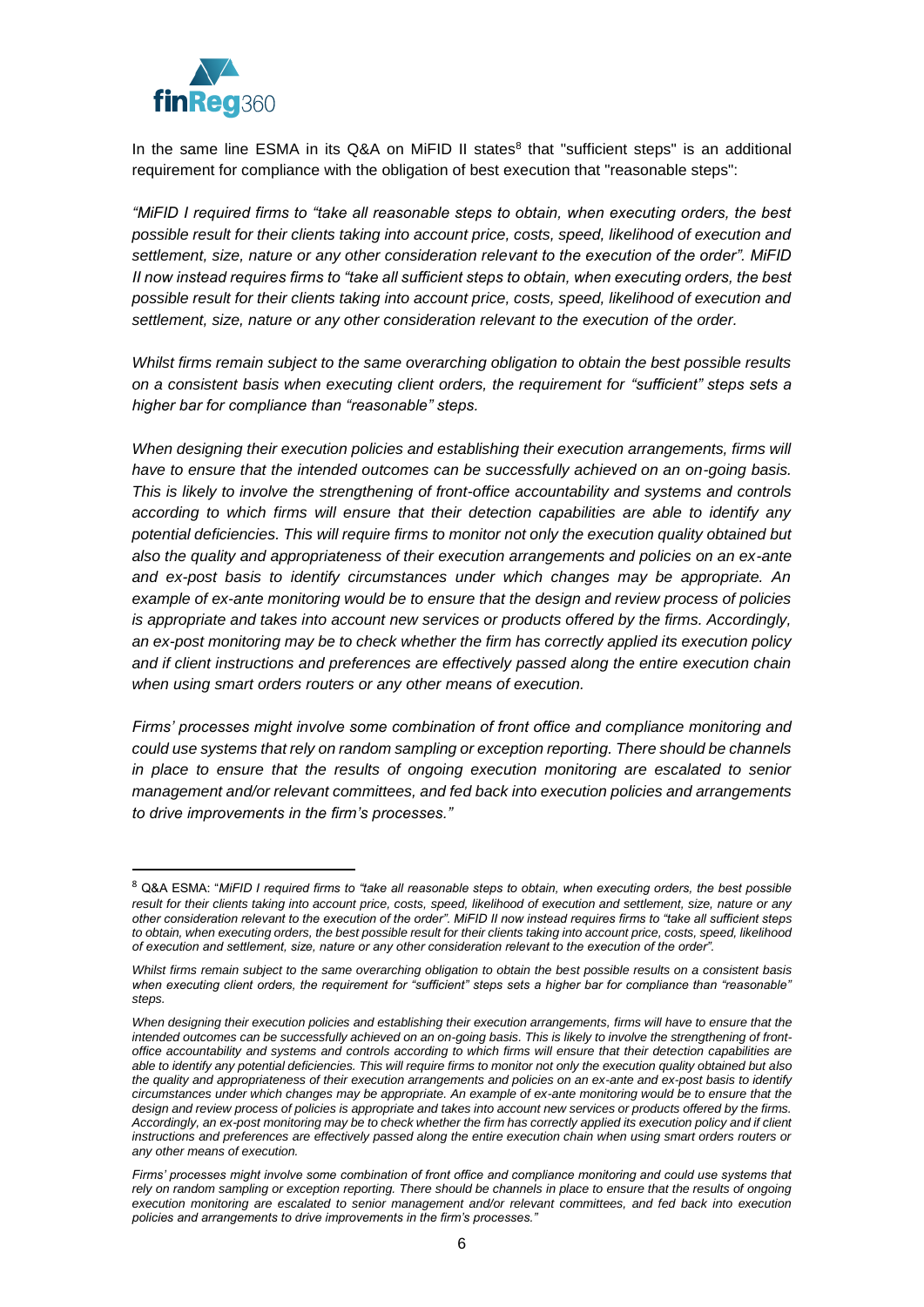In the same line ESMA in its Q&A on MiFID II states[8] that "sufficient steps" is an additional requirement for compliance with the obligation of best execution that "reasonable steps":

*"MiFID I required firms to "take all reasonable steps to obtain, when executing orders, the best possible result for their clients taking into account price, costs, speed, likelihood of execution and settlement, size, nature or any other consideration relevant to the execution of the order". MiFID II now instead requires firms to "take all sufficient steps to obtain, when executing orders, the best possible result for their clients taking into account price, costs, speed, likelihood of execution and settlement, size, nature or any other consideration relevant to the execution of the order.*

*Whilst firms remain subject to the same overarching obligation to obtain the best possible results on a consistent basis when executing client orders, the requirement for "sufficient" steps sets a higher bar for compliance than "reasonable" steps.*

*When designing their execution policies and establishing their execution arrangements, firms will have to ensure that the intended outcomes can be successfully achieved on an on-going basis. This is likely to involve the strengthening of front-office accountability and systems and controls according to which firms will ensure that their detection capabilities are able to identify any potential deficiencies. This will require firms to monitor not only the execution quality obtained but also the quality and appropriateness of their execution arrangements and policies on an ex-ante and ex-post basis to identify circumstances under which changes may be appropriate. An example of ex-ante monitoring would be to ensure that the design and review process of policies is appropriate and takes into account new services or products offered by the firms. Accordingly, an ex-post monitoring may be to check whether the firm has correctly applied its execution policy and if client instructions and preferences are effectively passed along the entire execution chain when using smart orders routers or any other means of execution.*

*Firms' processes might involve some combination of front office and compliance monitoring and could use systems that rely on random sampling or exception reporting. There should be channels in place to ensure that the results of ongoing execution monitoring are escalated to senior management and/or relevant committees, and fed back into execution policies and arrangements to drive improvements in the firm's processes."*

---

[8] Q&A ESMA: "*MiFID I required firms to "take all reasonable steps to obtain, when executing orders, the best possible result for their clients taking into account price, costs, speed, likelihood of execution and settlement, size, nature or any other consideration relevant to the execution of the order". MiFID II now instead requires firms to "take all sufficient steps to obtain, when executing orders, the best possible result for their clients taking into account price, costs, speed, likelihood of execution and settlement, size, nature or any other consideration relevant to the execution of the order".*

*Whilst firms remain subject to the same overarching obligation to obtain the best possible results on a consistent basis when executing client orders, the requirement for "sufficient" steps sets a higher bar for compliance than "reasonable" steps.*

*When designing their execution policies and establishing their execution arrangements, firms will have to ensure that the intended outcomes can be successfully achieved on an on-going basis. This is likely to involve the strengthening of front-office accountability and systems and controls according to which firms will ensure that their detection capabilities are able to identify any potential deficiencies. This will require firms to monitor not only the execution quality obtained but also the quality and appropriateness of their execution arrangements and policies on an ex-ante and ex-post basis to identify circumstances under which changes may be appropriate. An example of ex-ante monitoring would be to ensure that the design and review process of policies is appropriate and takes into account new services or products offered by the firms. Accordingly, an ex-post monitoring may be to check whether the firm has correctly applied its execution policy and if client instructions and preferences are effectively passed along the entire execution chain when using smart orders routers or any other means of execution.*

*Firms' processes might involve some combination of front office and compliance monitoring and could use systems that rely on random sampling or exception reporting. There should be channels in place to ensure that the results of ongoing execution monitoring are escalated to senior management and/or relevant committees, and fed back into execution policies and arrangements to drive improvements in the firm's processes."*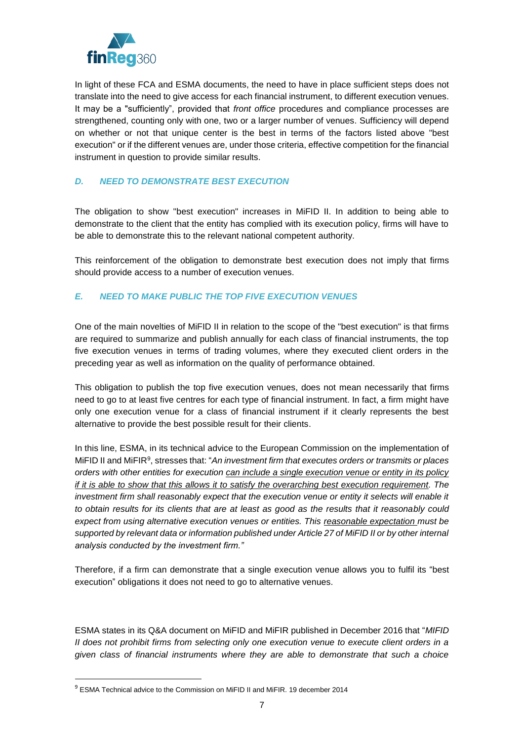In light of these FCA and ESMA documents, the need to have in place sufficient steps does not translate into the need to give access for each financial instrument, to different execution venues. It may be a "sufficiently", provided that *front office* procedures and compliance processes are strengthened, counting only with one, two or a larger number of venues. Sufficiency will depend on whether or not that unique center is the best in terms of the factors listed above "best execution" or if the different venues are, under those criteria, effective competition for the financial instrument in question to provide similar results.

### *D. NEED TO DEMONSTRATE BEST EXECUTION*

The obligation to show "best execution" increases in MiFID II. In addition to being able to demonstrate to the client that the entity has complied with its execution policy, firms will have to be able to demonstrate this to the relevant national competent authority.

This reinforcement of the obligation to demonstrate best execution does not imply that firms should provide access to a number of execution venues.

### *E. NEED TO MAKE PUBLIC THE TOP FIVE EXECUTION VENUES*

One of the main novelties of MiFID II in relation to the scope of the "best execution" is that firms are required to summarize and publish annually for each class of financial instruments, the top five execution venues in terms of trading volumes, where they executed client orders in the preceding year as well as information on the quality of performance obtained.

This obligation to publish the top five execution venues, does not mean necessarily that firms need to go to at least five centres for each type of financial instrument. In fact, a firm might have only one execution venue for a class of financial instrument if it clearly represents the best alternative to provide the best possible result for their clients.

In this line, ESMA, in its technical advice to the European Commission on the implementation of MiFID II and MiFIR[9], stresses that: "*An investment firm that executes orders or transmits or places orders with other entities for execution can include a single execution venue or entity in its policy if it is able to show that this allows it to satisfy the overarching best execution requirement. The investment firm shall reasonably expect that the execution venue or entity it selects will enable it to obtain results for its clients that are at least as good as the results that it reasonably could expect from using alternative execution venues or entities. This reasonable expectation must be supported by relevant data or information published under Article 27 of MiFID II or by other internal analysis conducted by the investment firm.*"

Therefore, if a firm can demonstrate that a single execution venue allows you to fulfil its "best execution" obligations it does not need to go to alternative venues.

ESMA states in its Q&A document on MiFID and MiFIR published in December 2016 that "*MIFID II does not prohibit firms from selecting only one execution venue to execute client orders in a given class of financial instruments where they are able to demonstrate that such a choice*

[9] ESMA Technical advice to the Commission on MiFID II and MiFIR. 19 december 2014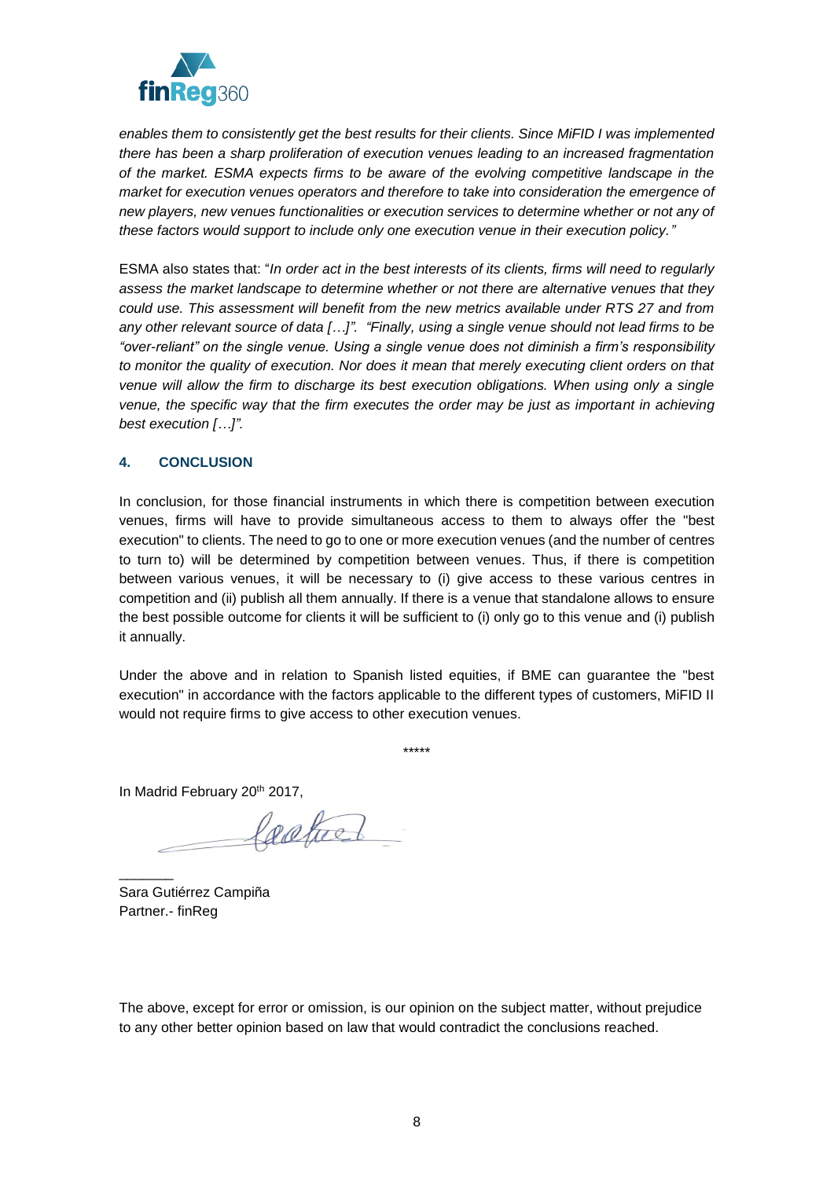*enables them to consistently get the best results for their clients. Since MiFID I was implemented there has been a sharp proliferation of execution venues leading to an increased fragmentation of the market. ESMA expects firms to be aware of the evolving competitive landscape in the market for execution venues operators and therefore to take into consideration the emergence of new players, new venues functionalities or execution services to determine whether or not any of these factors would support to include only one execution venue in their execution policy."*

ESMA also states that: "*In order act in the best interests of its clients, firms will need to regularly assess the market landscape to determine whether or not there are alternative venues that they could use. This assessment will benefit from the new metrics available under RTS 27 and from any other relevant source of data […]". "Finally, using a single venue should not lead firms to be "over-reliant" on the single venue. Using a single venue does not diminish a firm's responsibility to monitor the quality of execution. Nor does it mean that merely executing client orders on that venue will allow the firm to discharge its best execution obligations. When using only a single venue, the specific way that the firm executes the order may be just as important in achieving best execution […]".*

## 4. CONCLUSION

In conclusion, for those financial instruments in which there is competition between execution venues, firms will have to provide simultaneous access to them to always offer the "best execution" to clients. The need to go to one or more execution venues (and the number of centres to turn to) will be determined by competition between venues. Thus, if there is competition between various venues, it will be necessary to (i) give access to these various centres in competition and (ii) publish all them annually. If there is a venue that standalone allows to ensure the best possible outcome for clients it will be sufficient to (i) only go to this venue and (i) publish it annually.

Under the above and in relation to Spanish listed equities, if BME can guarantee the "best execution" in accordance with the factors applicable to the different types of customers, MiFID II would not require firms to give access to other execution venues.

\*\*\*\*\*

In Madrid February 20th 2017,

_______

Sara Gutiérrez Campiña
Partner.- finReg

The above, except for error or omission, is our opinion on the subject matter, without prejudice to any other better opinion based on law that would contradict the conclusions reached.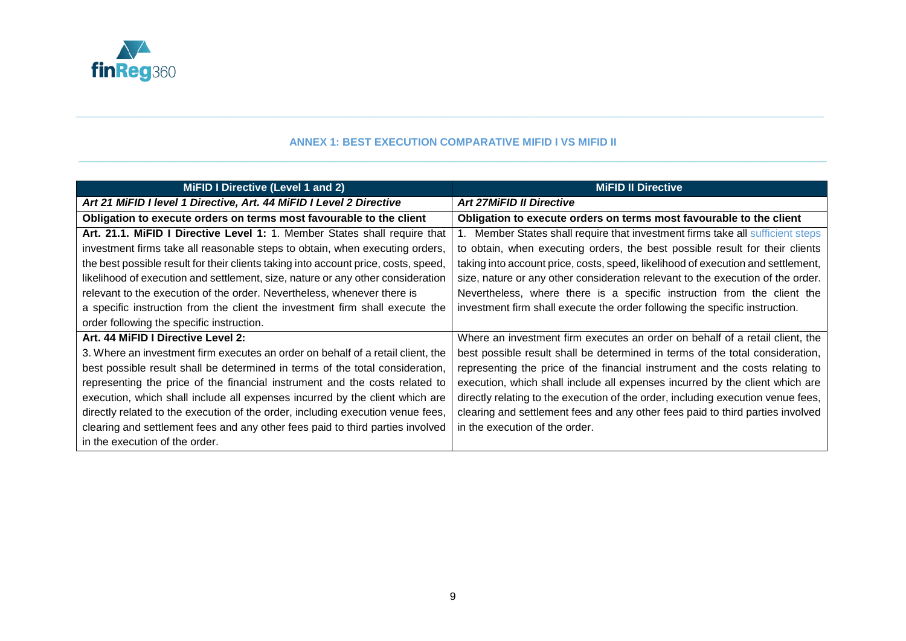## ANNEX 1: BEST EXECUTION COMPARATIVE MIFID I VS MIFID II

| MiFID I Directive (Level 1 and 2) | MiFID II Directive |
|---|---|
| ***Art 21 MiFID I level 1 Directive, Art. 44 MiFID I Level 2 Directive*** | ***Art 27MiFID II Directive*** |
| **Obligation to execute orders on terms most favourable to the client** | **Obligation to execute orders on terms most favourable to the client** |
| **Art. 21.1. MiFID I Directive Level 1:** 1. Member States shall require that investment firms take all reasonable steps to obtain, when executing orders, the best possible result for their clients taking into account price, costs, speed, likelihood of execution and settlement, size, nature or any other consideration relevant to the execution of the order. Nevertheless, whenever there is a specific instruction from the client the investment firm shall execute the order following the specific instruction. | 1. Member States shall require that investment firms take all sufficient steps to obtain, when executing orders, the best possible result for their clients taking into account price, costs, speed, likelihood of execution and settlement, size, nature or any other consideration relevant to the execution of the order. Nevertheless, where there is a specific instruction from the client the investment firm shall execute the order following the specific instruction. |
| **Art. 44 MiFID I Directive Level 2:** 3. Where an investment firm executes an order on behalf of a retail client, the best possible result shall be determined in terms of the total consideration, representing the price of the financial instrument and the costs related to execution, which shall include all expenses incurred by the client which are directly related to the execution of the order, including execution venue fees, clearing and settlement fees and any other fees paid to third parties involved in the execution of the order. | Where an investment firm executes an order on behalf of a retail client, the best possible result shall be determined in terms of the total consideration, representing the price of the financial instrument and the costs relating to execution, which shall include all expenses incurred by the client which are directly relating to the execution of the order, including execution venue fees, clearing and settlement fees and any other fees paid to third parties involved in the execution of the order. |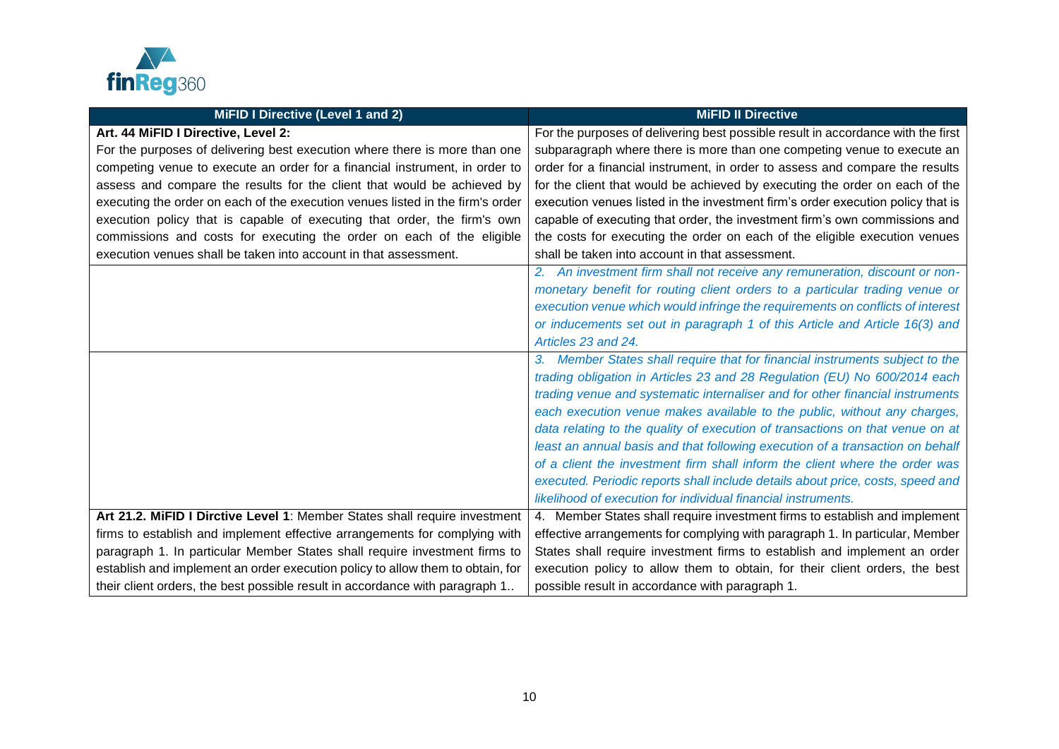| MiFID I Directive (Level 1 and 2) | MiFID II Directive |
| --- | --- |
| **Art. 44 MiFID I Directive, Level 2:** For the purposes of delivering best execution where there is more than one competing venue to execute an order for a financial instrument, in order to assess and compare the results for the client that would be achieved by executing the order on each of the execution venues listed in the firm's order execution policy that is capable of executing that order, the firm's own commissions and costs for executing the order on each of the eligible execution venues shall be taken into account in that assessment. | For the purposes of delivering best possible result in accordance with the first subparagraph where there is more than one competing venue to execute an order for a financial instrument, in order to assess and compare the results for the client that would be achieved by executing the order on each of the execution venues listed in the investment firm's order execution policy that is capable of executing that order, the investment firm's own commissions and the costs for executing the order on each of the eligible execution venues shall be taken into account in that assessment. |
| | *2. An investment firm shall not receive any remuneration, discount or non-monetary benefit for routing client orders to a particular trading venue or execution venue which would infringe the requirements on conflicts of interest or inducements set out in paragraph 1 of this Article and Article 16(3) and Articles 23 and 24.* |
| | *3. Member States shall require that for financial instruments subject to the trading obligation in Articles 23 and 28 Regulation (EU) No 600/2014 each trading venue and systematic internaliser and for other financial instruments each execution venue makes available to the public, without any charges, data relating to the quality of execution of transactions on that venue on at least an annual basis and that following execution of a transaction on behalf of a client the investment firm shall inform the client where the order was executed. Periodic reports shall include details about price, costs, speed and likelihood of execution for individual financial instruments.* |
| **Art 21.2. MiFID I Dirctive Level 1**: Member States shall require investment firms to establish and implement effective arrangements for complying with paragraph 1. In particular Member States shall require investment firms to establish and implement an order execution policy to allow them to obtain, for their client orders, the best possible result in accordance with paragraph 1.. | 4. Member States shall require investment firms to establish and implement effective arrangements for complying with paragraph 1. In particular, Member States shall require investment firms to establish and implement an order execution policy to allow them to obtain, for their client orders, the best possible result in accordance with paragraph 1. |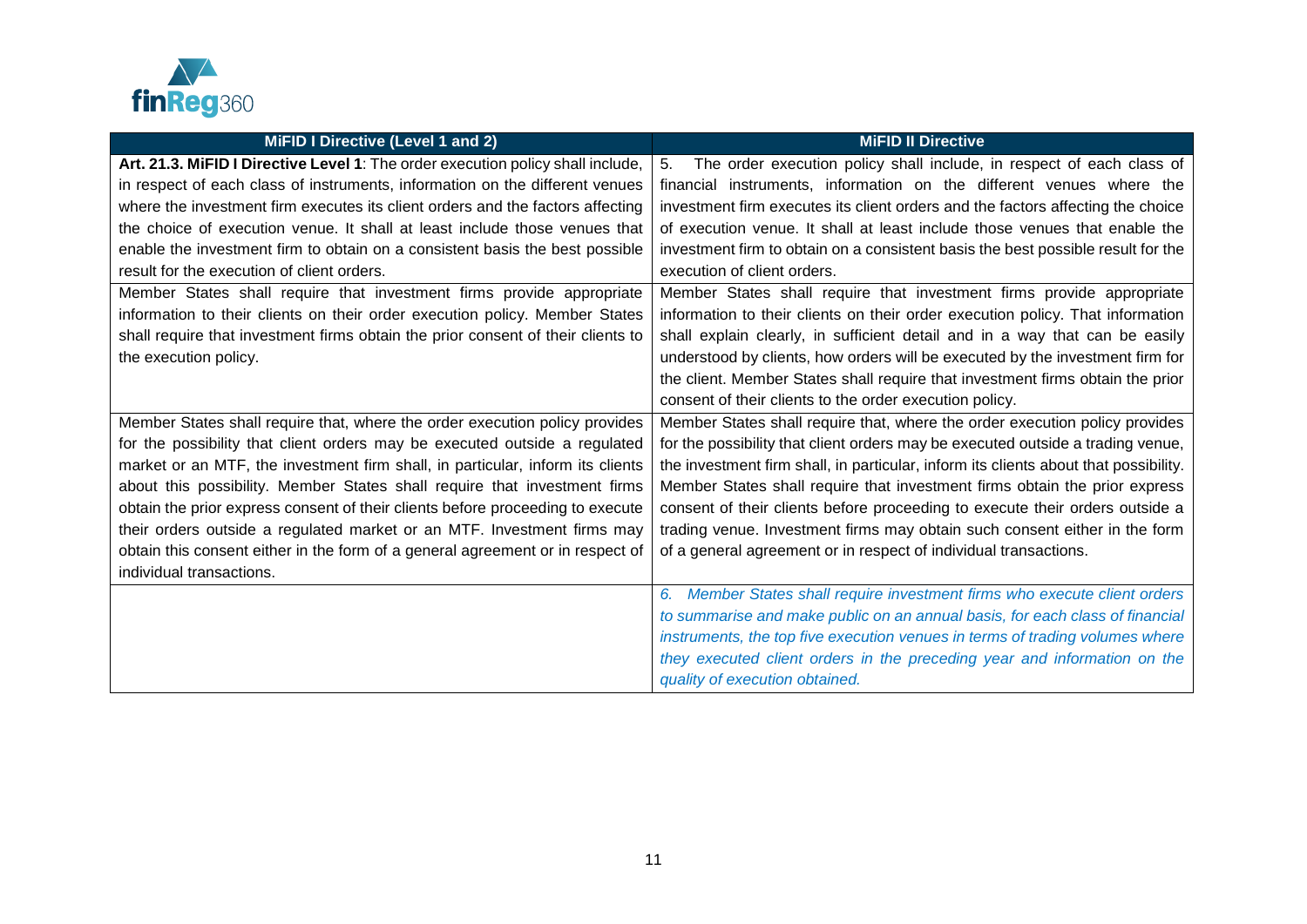| MiFID I Directive (Level 1 and 2) | MiFID II Directive |
|---|---|
| **Art. 21.3. MiFID I Directive Level 1**: The order execution policy shall include, in respect of each class of instruments, information on the different venues where the investment firm executes its client orders and the factors affecting the choice of execution venue. It shall at least include those venues that enable the investment firm to obtain on a consistent basis the best possible result for the execution of client orders. | 5. The order execution policy shall include, in respect of each class of financial instruments, information on the different venues where the investment firm executes its client orders and the factors affecting the choice of execution venue. It shall at least include those venues that enable the investment firm to obtain on a consistent basis the best possible result for the execution of client orders. |
| Member States shall require that investment firms provide appropriate information to their clients on their order execution policy. Member States shall require that investment firms obtain the prior consent of their clients to the execution policy. | Member States shall require that investment firms provide appropriate information to their clients on their order execution policy. That information shall explain clearly, in sufficient detail and in a way that can be easily understood by clients, how orders will be executed by the investment firm for the client. Member States shall require that investment firms obtain the prior consent of their clients to the order execution policy. |
| Member States shall require that, where the order execution policy provides for the possibility that client orders may be executed outside a regulated market or an MTF, the investment firm shall, in particular, inform its clients about this possibility. Member States shall require that investment firms obtain the prior express consent of their clients before proceeding to execute their orders outside a regulated market or an MTF. Investment firms may obtain this consent either in the form of a general agreement or in respect of individual transactions. | Member States shall require that, where the order execution policy provides for the possibility that client orders may be executed outside a trading venue, the investment firm shall, in particular, inform its clients about that possibility. Member States shall require that investment firms obtain the prior express consent of their clients before proceeding to execute their orders outside a trading venue. Investment firms may obtain such consent either in the form of a general agreement or in respect of individual transactions. |
| | *6. Member States shall require investment firms who execute client orders to summarise and make public on an annual basis, for each class of financial instruments, the top five execution venues in terms of trading volumes where they executed client orders in the preceding year and information on the quality of execution obtained.* |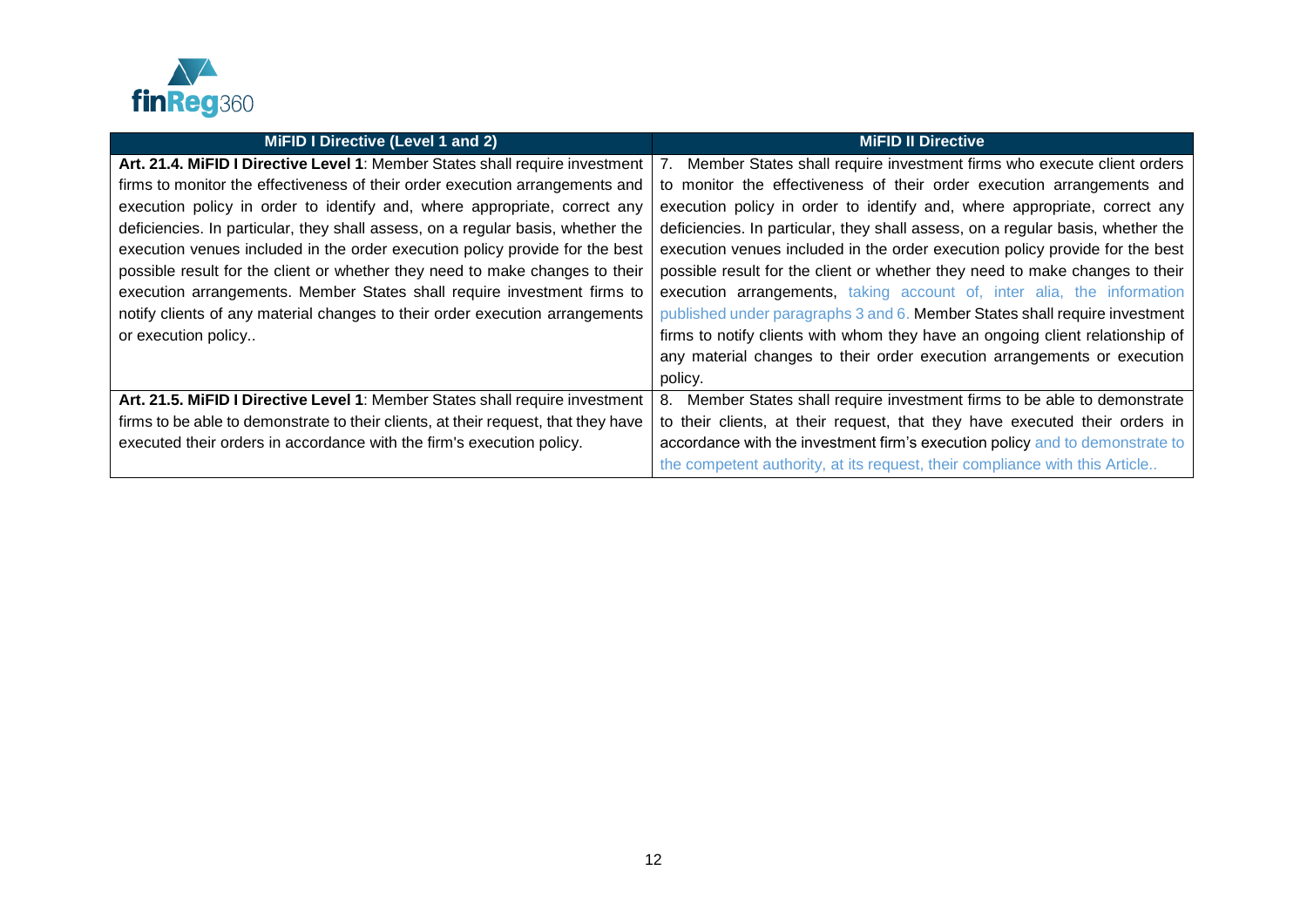| MiFID I Directive (Level 1 and 2) | MiFID II Directive |
|---|---|
| **Art. 21.4. MiFID I Directive Level 1**: Member States shall require investment firms to monitor the effectiveness of their order execution arrangements and execution policy in order to identify and, where appropriate, correct any deficiencies. In particular, they shall assess, on a regular basis, whether the execution venues included in the order execution policy provide for the best possible result for the client or whether they need to make changes to their execution arrangements. Member States shall require investment firms to notify clients of any material changes to their order execution arrangements or execution policy.. | 7. Member States shall require investment firms who execute client orders to monitor the effectiveness of their order execution arrangements and execution policy in order to identify and, where appropriate, correct any deficiencies. In particular, they shall assess, on a regular basis, whether the execution venues included in the order execution policy provide for the best possible result for the client or whether they need to make changes to their execution arrangements, taking account of, inter alia, the information published under paragraphs 3 and 6. Member States shall require investment firms to notify clients with whom they have an ongoing client relationship of any material changes to their order execution arrangements or execution policy. |
| **Art. 21.5. MiFID I Directive Level 1**: Member States shall require investment firms to be able to demonstrate to their clients, at their request, that they have executed their orders in accordance with the firm's execution policy. | 8. Member States shall require investment firms to be able to demonstrate to their clients, at their request, that they have executed their orders in accordance with the investment firm's execution policy and to demonstrate to the competent authority, at its request, their compliance with this Article.. |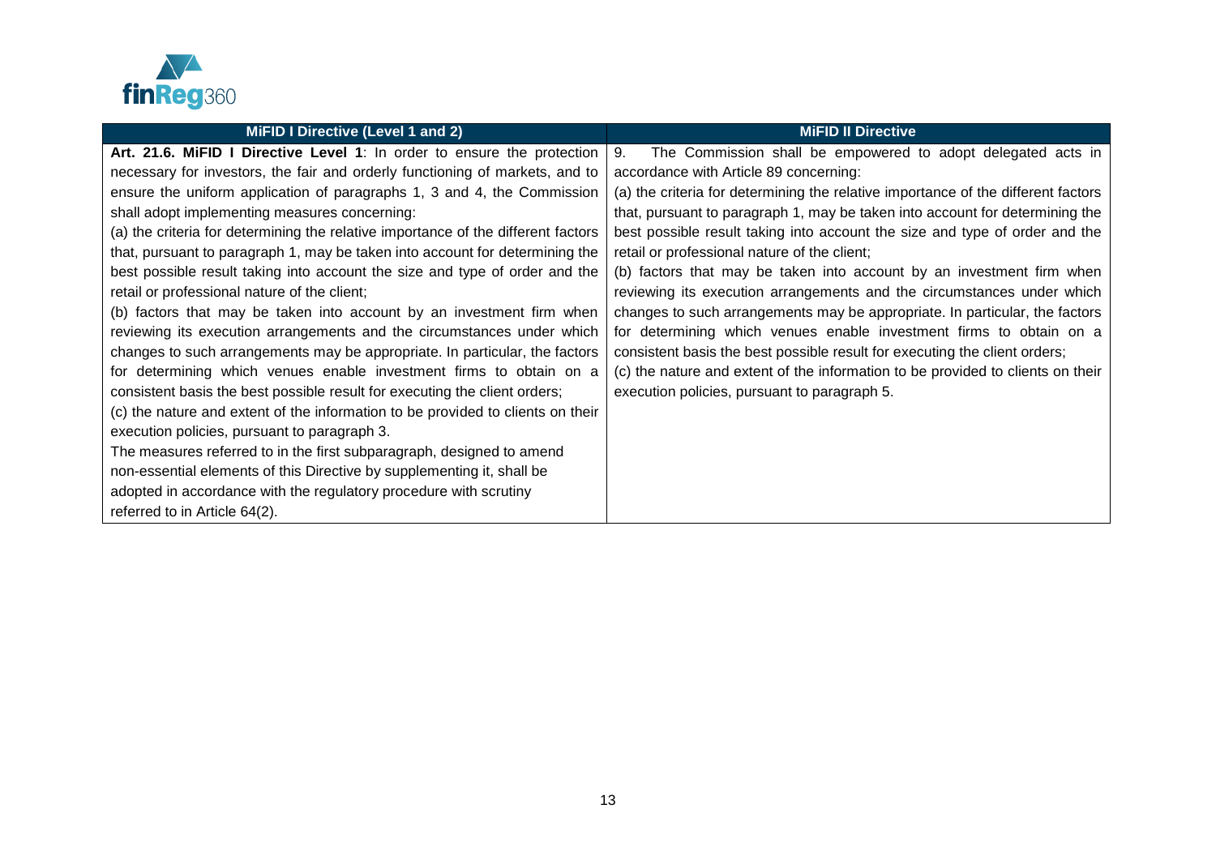| MiFID I Directive (Level 1 and 2) | MiFID II Directive |
|---|---|
| **Art. 21.6. MiFID I Directive Level 1**: In order to ensure the protection necessary for investors, the fair and orderly functioning of markets, and to ensure the uniform application of paragraphs 1, 3 and 4, the Commission shall adopt implementing measures concerning:<br>(a) the criteria for determining the relative importance of the different factors that, pursuant to paragraph 1, may be taken into account for determining the best possible result taking into account the size and type of order and the retail or professional nature of the client;<br>(b) factors that may be taken into account by an investment firm when reviewing its execution arrangements and the circumstances under which changes to such arrangements may be appropriate. In particular, the factors for determining which venues enable investment firms to obtain on a consistent basis the best possible result for executing the client orders;<br>(c) the nature and extent of the information to be provided to clients on their execution policies, pursuant to paragraph 3.<br>The measures referred to in the first subparagraph, designed to amend non-essential elements of this Directive by supplementing it, shall be adopted in accordance with the regulatory procedure with scrutiny referred to in Article 64(2). | 9. The Commission shall be empowered to adopt delegated acts in accordance with Article 89 concerning:<br>(a) the criteria for determining the relative importance of the different factors that, pursuant to paragraph 1, may be taken into account for determining the best possible result taking into account the size and type of order and the retail or professional nature of the client;<br>(b) factors that may be taken into account by an investment firm when reviewing its execution arrangements and the circumstances under which changes to such arrangements may be appropriate. In particular, the factors for determining which venues enable investment firms to obtain on a consistent basis the best possible result for executing the client orders;<br>(c) the nature and extent of the information to be provided to clients on their execution policies, pursuant to paragraph 5. |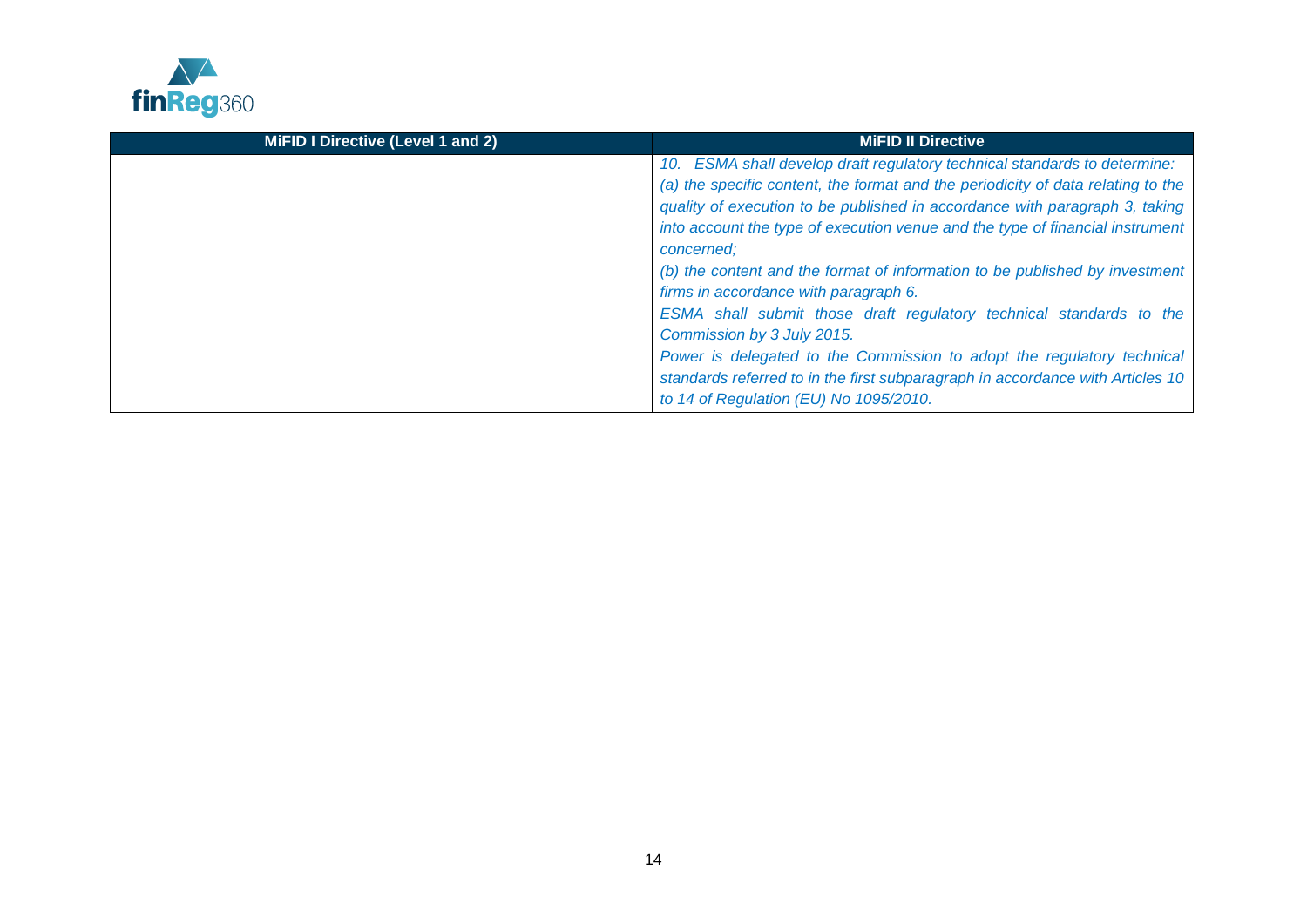| MiFID I Directive (Level 1 and 2) | MiFID II Directive |
| --- | --- |
| | *10. ESMA shall develop draft regulatory technical standards to determine:*<br>*(a) the specific content, the format and the periodicity of data relating to the quality of execution to be published in accordance with paragraph 3, taking into account the type of execution venue and the type of financial instrument concerned;*<br>*(b) the content and the format of information to be published by investment firms in accordance with paragraph 6.*<br>*ESMA shall submit those draft regulatory technical standards to the Commission by 3 July 2015.*<br>*Power is delegated to the Commission to adopt the regulatory technical standards referred to in the first subparagraph in accordance with Articles 10 to 14 of Regulation (EU) No 1095/2010.* |